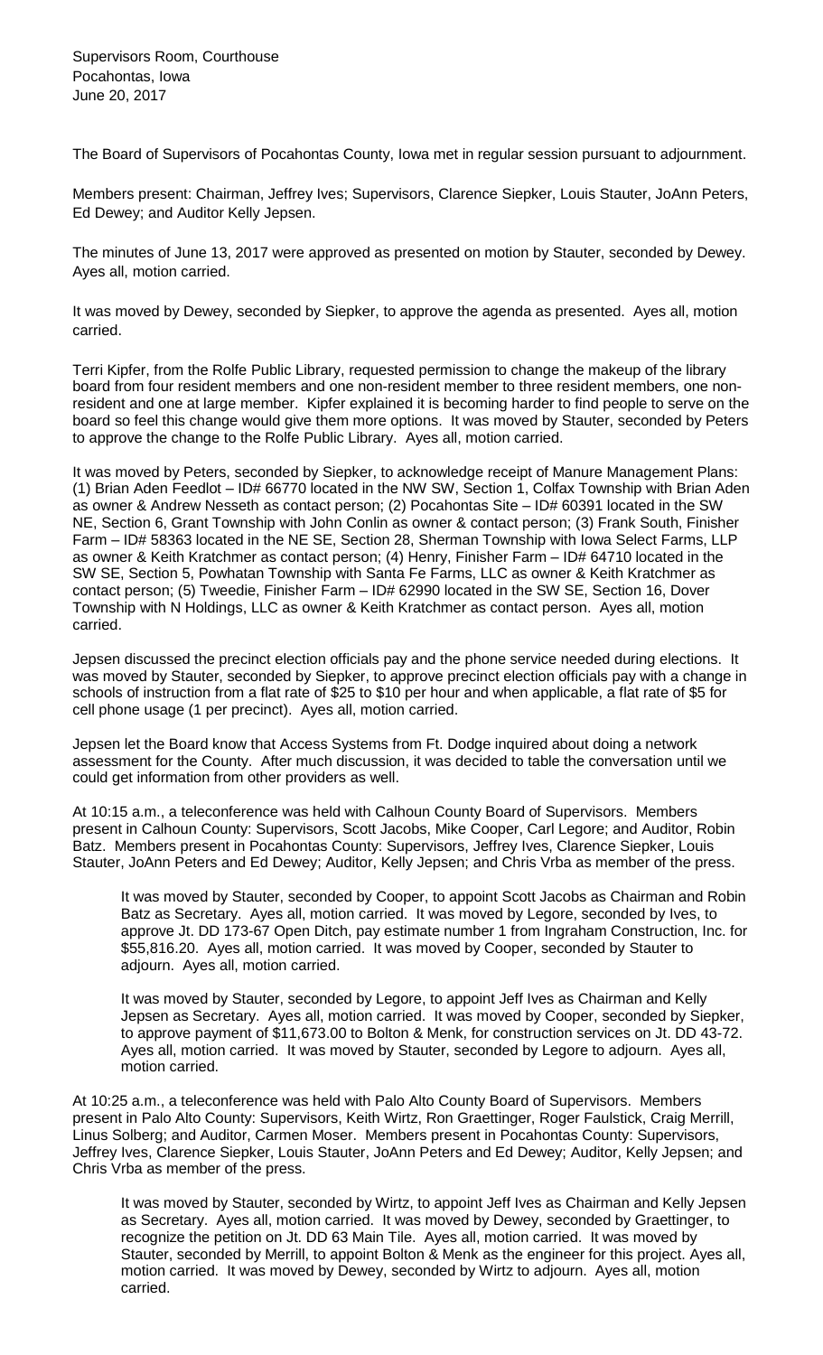Supervisors Room, Courthouse
Pocahontas, Iowa
June 20, 2017

The Board of Supervisors of Pocahontas County, Iowa met in regular session pursuant to adjournment.

Members present: Chairman, Jeffrey Ives; Supervisors, Clarence Siepker, Louis Stauter, JoAnn Peters, Ed Dewey; and Auditor Kelly Jepsen.

The minutes of June 13, 2017 were approved as presented on motion by Stauter, seconded by Dewey. Ayes all, motion carried.

It was moved by Dewey, seconded by Siepker, to approve the agenda as presented. Ayes all, motion carried.

Terri Kipfer, from the Rolfe Public Library, requested permission to change the makeup of the library board from four resident members and one non-resident member to three resident members, one non-resident and one at large member. Kipfer explained it is becoming harder to find people to serve on the board so feel this change would give them more options. It was moved by Stauter, seconded by Peters to approve the change to the Rolfe Public Library. Ayes all, motion carried.

It was moved by Peters, seconded by Siepker, to acknowledge receipt of Manure Management Plans: (1) Brian Aden Feedlot – ID# 66770 located in the NW SW, Section 1, Colfax Township with Brian Aden as owner & Andrew Nesseth as contact person; (2) Pocahontas Site – ID# 60391 located in the SW NE, Section 6, Grant Township with John Conlin as owner & contact person; (3) Frank South, Finisher Farm – ID# 58363 located in the NE SE, Section 28, Sherman Township with Iowa Select Farms, LLP as owner & Keith Kratchmer as contact person; (4) Henry, Finisher Farm – ID# 64710 located in the SW SE, Section 5, Powhatan Township with Santa Fe Farms, LLC as owner & Keith Kratchmer as contact person; (5) Tweedie, Finisher Farm – ID# 62990 located in the SW SE, Section 16, Dover Township with N Holdings, LLC as owner & Keith Kratchmer as contact person. Ayes all, motion carried.

Jepsen discussed the precinct election officials pay and the phone service needed during elections. It was moved by Stauter, seconded by Siepker, to approve precinct election officials pay with a change in schools of instruction from a flat rate of $25 to $10 per hour and when applicable, a flat rate of $5 for cell phone usage (1 per precinct). Ayes all, motion carried.

Jepsen let the Board know that Access Systems from Ft. Dodge inquired about doing a network assessment for the County. After much discussion, it was decided to table the conversation until we could get information from other providers as well.

At 10:15 a.m., a teleconference was held with Calhoun County Board of Supervisors. Members present in Calhoun County: Supervisors, Scott Jacobs, Mike Cooper, Carl Legore; and Auditor, Robin Batz. Members present in Pocahontas County: Supervisors, Jeffrey Ives, Clarence Siepker, Louis Stauter, JoAnn Peters and Ed Dewey; Auditor, Kelly Jepsen; and Chris Vrba as member of the press.

> It was moved by Stauter, seconded by Cooper, to appoint Scott Jacobs as Chairman and Robin Batz as Secretary. Ayes all, motion carried. It was moved by Legore, seconded by Ives, to approve Jt. DD 173-67 Open Ditch, pay estimate number 1 from Ingraham Construction, Inc. for $55,816.20. Ayes all, motion carried. It was moved by Cooper, seconded by Stauter to adjourn. Ayes all, motion carried.
>
> It was moved by Stauter, seconded by Legore, to appoint Jeff Ives as Chairman and Kelly Jepsen as Secretary. Ayes all, motion carried. It was moved by Cooper, seconded by Siepker, to approve payment of $11,673.00 to Bolton & Menk, for construction services on Jt. DD 43-72. Ayes all, motion carried. It was moved by Stauter, seconded by Legore to adjourn. Ayes all, motion carried.

At 10:25 a.m., a teleconference was held with Palo Alto County Board of Supervisors. Members present in Palo Alto County: Supervisors, Keith Wirtz, Ron Graettinger, Roger Faulstick, Craig Merrill, Linus Solberg; and Auditor, Carmen Moser. Members present in Pocahontas County: Supervisors, Jeffrey Ives, Clarence Siepker, Louis Stauter, JoAnn Peters and Ed Dewey; Auditor, Kelly Jepsen; and Chris Vrba as member of the press.

> It was moved by Stauter, seconded by Wirtz, to appoint Jeff Ives as Chairman and Kelly Jepsen as Secretary. Ayes all, motion carried. It was moved by Dewey, seconded by Graettinger, to recognize the petition on Jt. DD 63 Main Tile. Ayes all, motion carried. It was moved by Stauter, seconded by Merrill, to appoint Bolton & Menk as the engineer for this project. Ayes all, motion carried. It was moved by Dewey, seconded by Wirtz to adjourn. Ayes all, motion carried.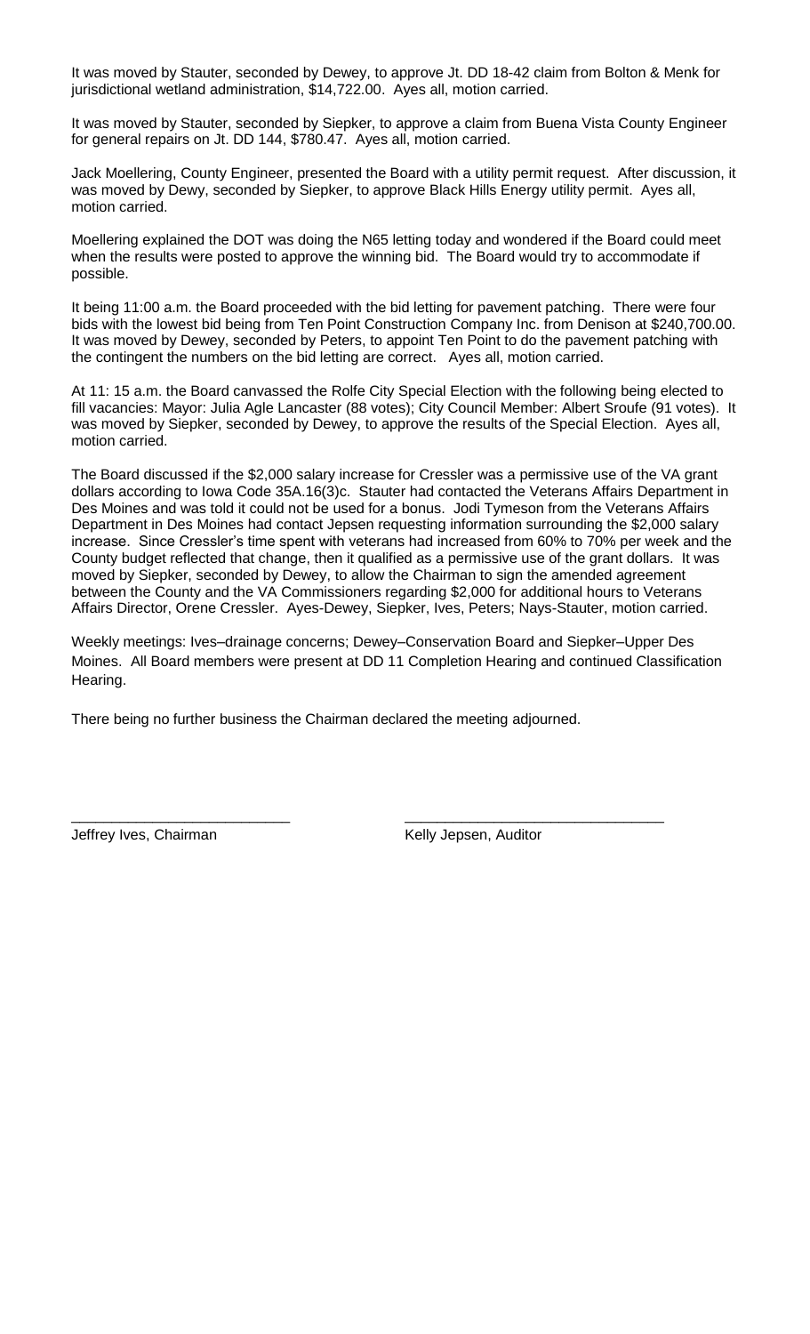It was moved by Stauter, seconded by Dewey, to approve Jt. DD 18-42 claim from Bolton & Menk for jurisdictional wetland administration, $14,722.00. Ayes all, motion carried.

It was moved by Stauter, seconded by Siepker, to approve a claim from Buena Vista County Engineer for general repairs on Jt. DD 144, $780.47. Ayes all, motion carried.

Jack Moellering, County Engineer, presented the Board with a utility permit request. After discussion, it was moved by Dewy, seconded by Siepker, to approve Black Hills Energy utility permit. Ayes all, motion carried.

Moellering explained the DOT was doing the N65 letting today and wondered if the Board could meet when the results were posted to approve the winning bid. The Board would try to accommodate if possible.

It being 11:00 a.m. the Board proceeded with the bid letting for pavement patching. There were four bids with the lowest bid being from Ten Point Construction Company Inc. from Denison at $240,700.00. It was moved by Dewey, seconded by Peters, to appoint Ten Point to do the pavement patching with the contingent the numbers on the bid letting are correct. Ayes all, motion carried.

At 11: 15 a.m. the Board canvassed the Rolfe City Special Election with the following being elected to fill vacancies: Mayor: Julia Agle Lancaster (88 votes); City Council Member: Albert Sroufe (91 votes). It was moved by Siepker, seconded by Dewey, to approve the results of the Special Election. Ayes all, motion carried.

The Board discussed if the $2,000 salary increase for Cressler was a permissive use of the VA grant dollars according to Iowa Code 35A.16(3)c. Stauter had contacted the Veterans Affairs Department in Des Moines and was told it could not be used for a bonus. Jodi Tymeson from the Veterans Affairs Department in Des Moines had contact Jepsen requesting information surrounding the $2,000 salary increase. Since Cressler's time spent with veterans had increased from 60% to 70% per week and the County budget reflected that change, then it qualified as a permissive use of the grant dollars. It was moved by Siepker, seconded by Dewey, to allow the Chairman to sign the amended agreement between the County and the VA Commissioners regarding $2,000 for additional hours to Veterans Affairs Director, Orene Cressler. Ayes-Dewey, Siepker, Ives, Peters; Nays-Stauter, motion carried.

Weekly meetings: Ives–drainage concerns; Dewey–Conservation Board and Siepker–Upper Des Moines. All Board members were present at DD 11 Completion Hearing and continued Classification Hearing.

There being no further business the Chairman declared the meeting adjourned.

\_\_\_\_\_\_\_\_\_\_\_\_\_\_\_\_\_\_\_\_\_\_\_\_\_\_\_ \_\_\_\_\_\_\_\_\_\_\_\_\_\_\_\_\_\_\_\_\_\_\_\_\_\_\_\_\_\_\_\_

Jeffrey Ives, Chairman Kelly Jepsen, Auditor